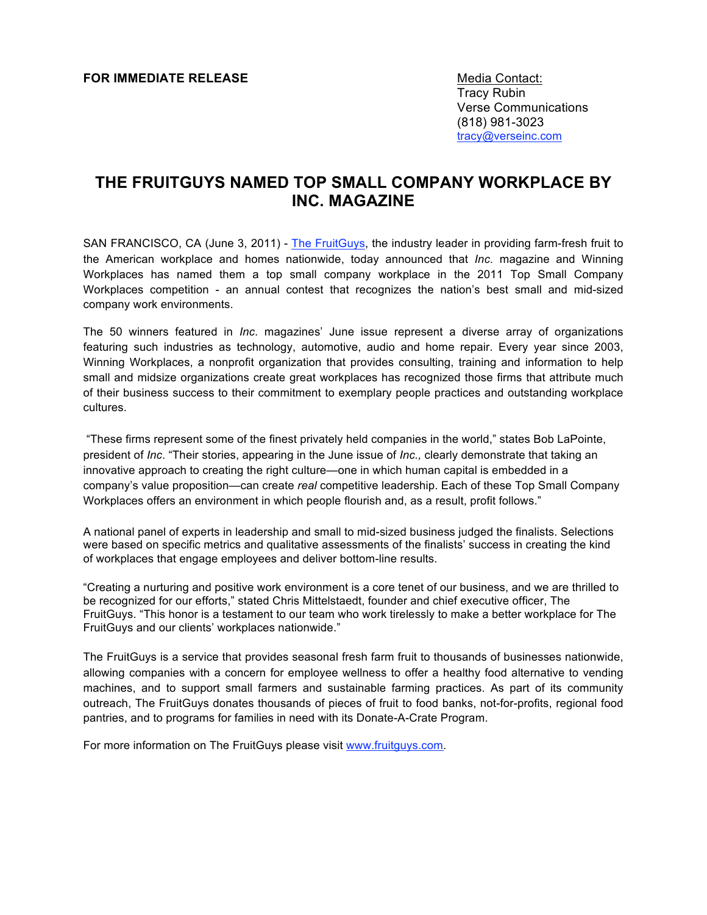**FOR IMMEDIATE RELEASE**

Media Contact:
Tracy Rubin
Verse Communications
(818) 981-3023
tracy@verseinc.com

# THE FRUITGUYS NAMED TOP SMALL COMPANY WORKPLACE BY INC. MAGAZINE

SAN FRANCISCO, CA (June 3, 2011) - The FruitGuys, the industry leader in providing farm-fresh fruit to the American workplace and homes nationwide, today announced that *Inc*. magazine and Winning Workplaces has named them a top small company workplace in the 2011 Top Small Company Workplaces competition - an annual contest that recognizes the nation's best small and mid-sized company work environments.

The 50 winners featured in *Inc*. magazines' June issue represent a diverse array of organizations featuring such industries as technology, automotive, audio and home repair. Every year since 2003, Winning Workplaces, a nonprofit organization that provides consulting, training and information to help small and midsize organizations create great workplaces has recognized those firms that attribute much of their business success to their commitment to exemplary people practices and outstanding workplace cultures.

"These firms represent some of the finest privately held companies in the world," states Bob LaPointe, president of *Inc*. "Their stories, appearing in the June issue of *Inc.,* clearly demonstrate that taking an innovative approach to creating the right culture—one in which human capital is embedded in a company's value proposition—can create *real* competitive leadership. Each of these Top Small Company Workplaces offers an environment in which people flourish and, as a result, profit follows."

A national panel of experts in leadership and small to mid-sized business judged the finalists. Selections were based on specific metrics and qualitative assessments of the finalists' success in creating the kind of workplaces that engage employees and deliver bottom-line results.

"Creating a nurturing and positive work environment is a core tenet of our business, and we are thrilled to be recognized for our efforts," stated Chris Mittelstaedt, founder and chief executive officer, The FruitGuys. "This honor is a testament to our team who work tirelessly to make a better workplace for The FruitGuys and our clients' workplaces nationwide."

The FruitGuys is a service that provides seasonal fresh farm fruit to thousands of businesses nationwide, allowing companies with a concern for employee wellness to offer a healthy food alternative to vending machines, and to support small farmers and sustainable farming practices. As part of its community outreach, The FruitGuys donates thousands of pieces of fruit to food banks, not-for-profits, regional food pantries, and to programs for families in need with its Donate-A-Crate Program.

For more information on The FruitGuys please visit www.fruitguys.com.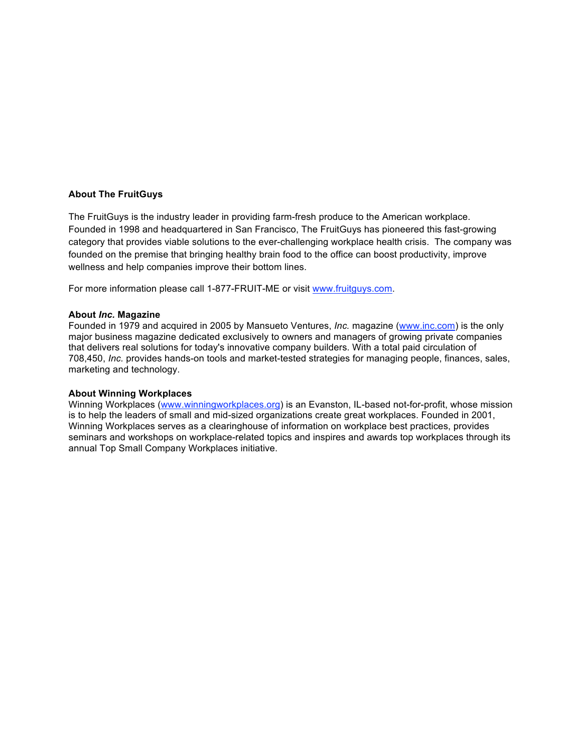**About The FruitGuys**

The FruitGuys is the industry leader in providing farm-fresh produce to the American workplace. Founded in 1998 and headquartered in San Francisco, The FruitGuys has pioneered this fast-growing category that provides viable solutions to the ever-challenging workplace health crisis. The company was founded on the premise that bringing healthy brain food to the office can boost productivity, improve wellness and help companies improve their bottom lines.

For more information please call 1-877-FRUIT-ME or visit www.fruitguys.com.

**About *Inc.* Magazine**

Founded in 1979 and acquired in 2005 by Mansueto Ventures, *Inc.* magazine (www.inc.com) is the only major business magazine dedicated exclusively to owners and managers of growing private companies that delivers real solutions for today's innovative company builders. With a total paid circulation of 708,450, *Inc.* provides hands-on tools and market-tested strategies for managing people, finances, sales, marketing and technology.

**About Winning Workplaces**

Winning Workplaces (www.winningworkplaces.org) is an Evanston, IL-based not-for-profit, whose mission is to help the leaders of small and mid-sized organizations create great workplaces. Founded in 2001, Winning Workplaces serves as a clearinghouse of information on workplace best practices, provides seminars and workshops on workplace-related topics and inspires and awards top workplaces through its annual Top Small Company Workplaces initiative.